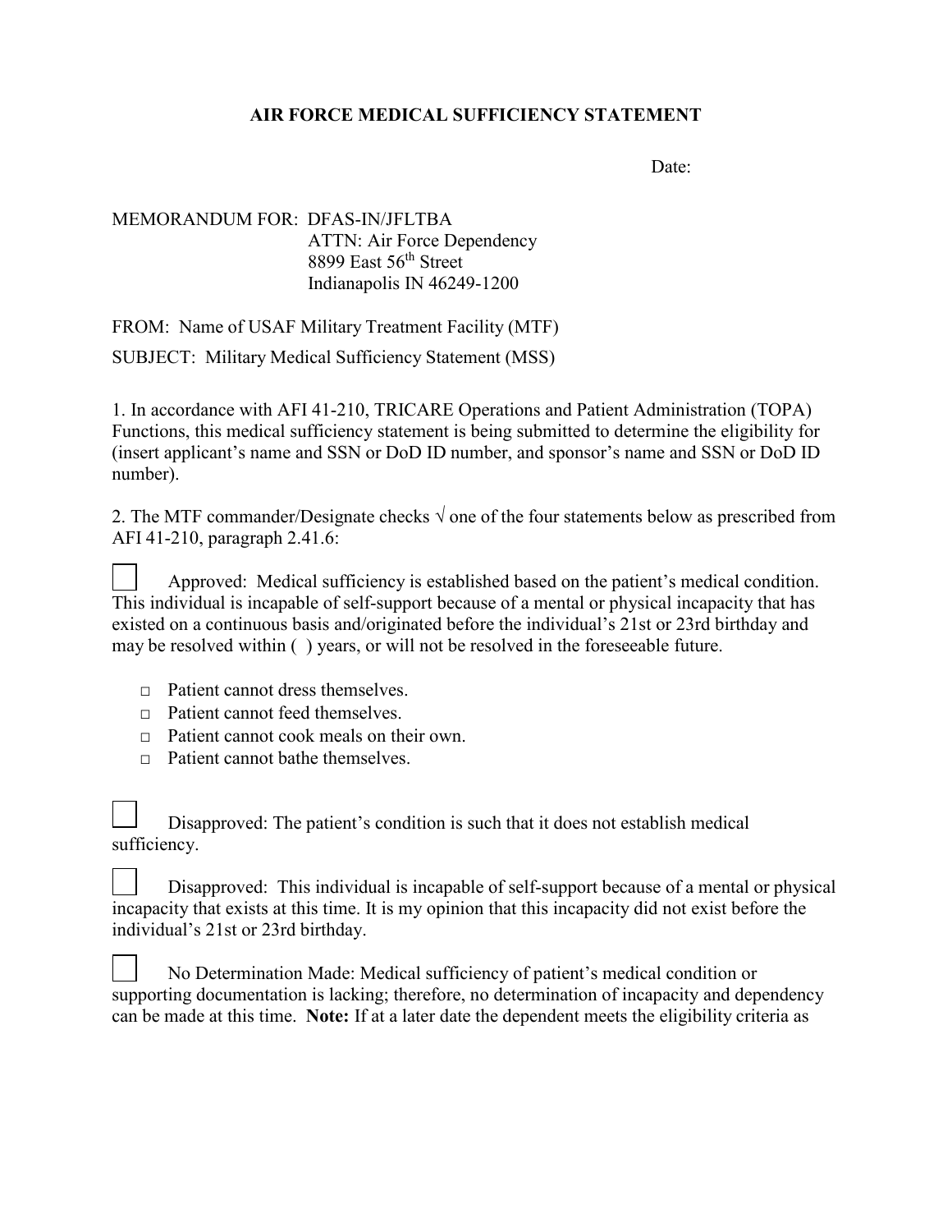# AIR FORCE MEDICAL SUFFICIENCY STATEMENT

Date:

MEMORANDUM FOR: DFAS-IN/JFLTBA
ATTN: Air Force Dependency
8899 East 56th Street
Indianapolis IN 46249-1200

FROM: Name of USAF Military Treatment Facility (MTF)

SUBJECT: Military Medical Sufficiency Statement (MSS)

1. In accordance with AFI 41-210, TRICARE Operations and Patient Administration (TOPA) Functions, this medical sufficiency statement is being submitted to determine the eligibility for (insert applicant's name and SSN or DoD ID number, and sponsor's name and SSN or DoD ID number).

2. The MTF commander/Designate checks √ one of the four statements below as prescribed from AFI 41-210, paragraph 2.41.6:

☐ Approved: Medical sufficiency is established based on the patient's medical condition. This individual is incapable of self-support because of a mental or physical incapacity that has existed on a continuous basis and/originated before the individual's 21st or 23rd birthday and may be resolved within ( ) years, or will not be resolved in the foreseeable future.

- ☐ Patient cannot dress themselves.
- ☐ Patient cannot feed themselves.
- ☐ Patient cannot cook meals on their own.
- ☐ Patient cannot bathe themselves.

☐ Disapproved: The patient's condition is such that it does not establish medical sufficiency.

☐ Disapproved: This individual is incapable of self-support because of a mental or physical incapacity that exists at this time. It is my opinion that this incapacity did not exist before the individual's 21st or 23rd birthday.

☐ No Determination Made: Medical sufficiency of patient's medical condition or supporting documentation is lacking; therefore, no determination of incapacity and dependency can be made at this time. **Note:** If at a later date the dependent meets the eligibility criteria as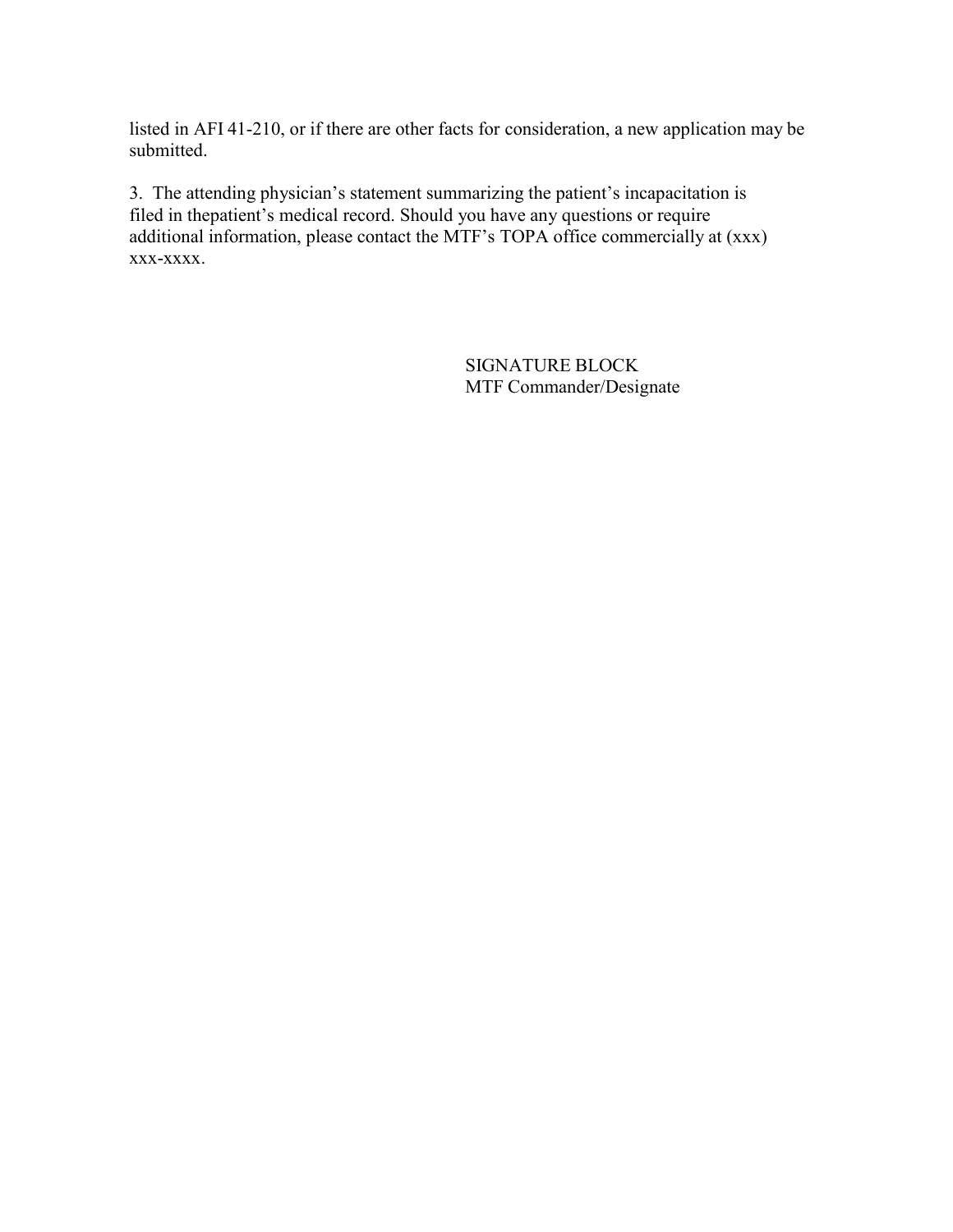listed in AFI 41-210, or if there are other facts for consideration, a new application may be submitted.

3. The attending physician's statement summarizing the patient's incapacitation is filed in thepatient's medical record. Should you have any questions or require additional information, please contact the MTF's TOPA office commercially at (xxx) xxx-xxxx.

SIGNATURE BLOCK
MTF Commander/Designate